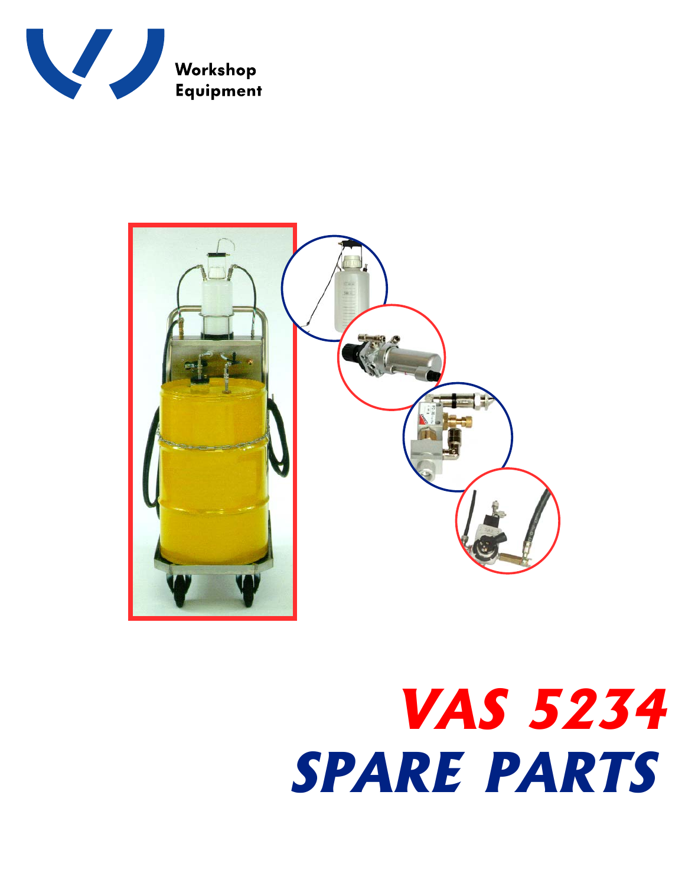Workshop Equipment

# VAS 5234

# SPARE PARTS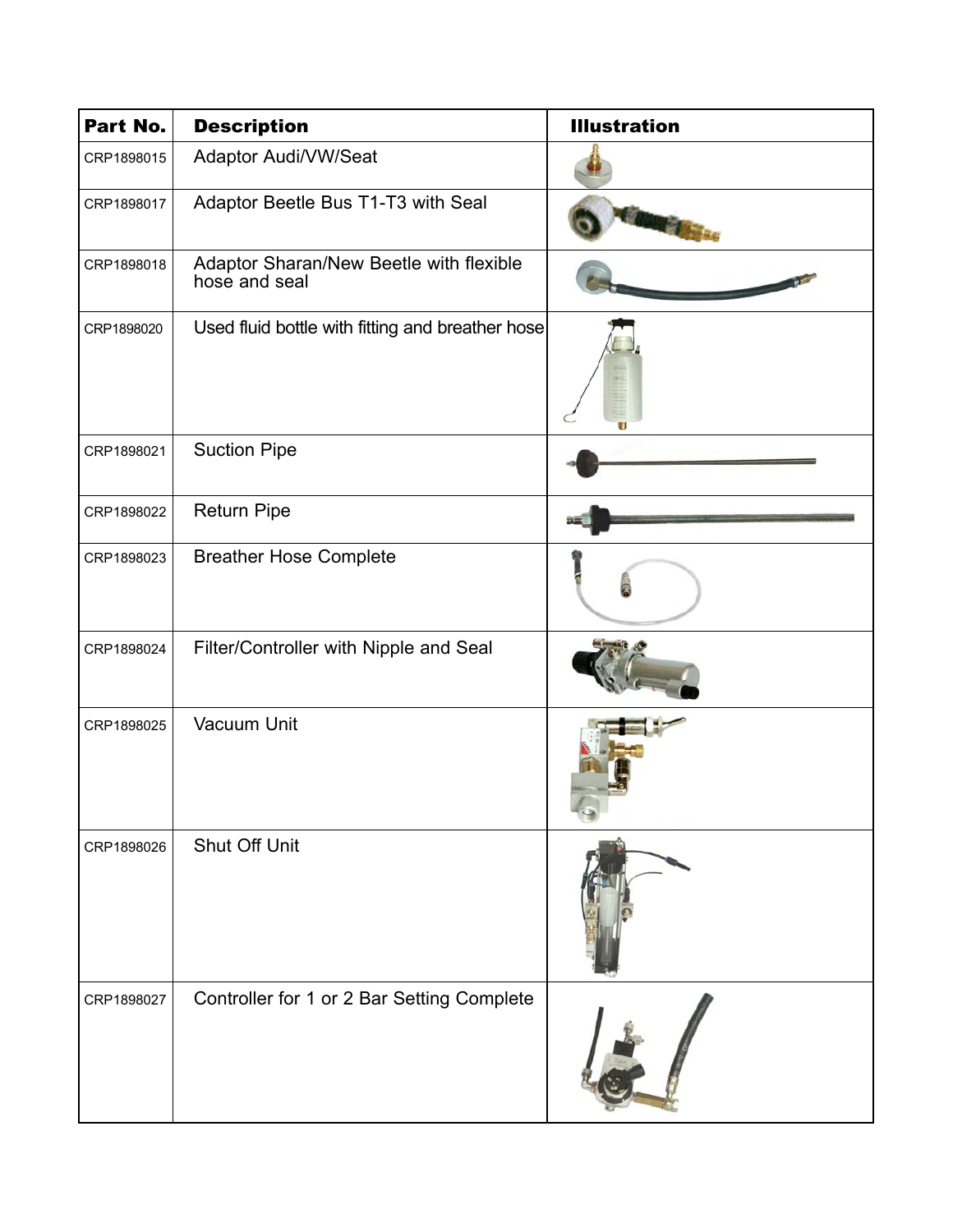| Part No. | Description | Illustration |
|---|---|---|
| CRP1898015 | Adaptor Audi/VW/Seat | |
| CRP1898017 | Adaptor Beetle Bus T1-T3 with Seal | |
| CRP1898018 | Adaptor Sharan/New Beetle with flexible hose and seal | |
| CRP1898020 | Used fluid bottle with fitting and breather hose | |
| CRP1898021 | Suction Pipe | |
| CRP1898022 | Return Pipe | |
| CRP1898023 | Breather Hose Complete | |
| CRP1898024 | Filter/Controller with Nipple and Seal | |
| CRP1898025 | Vacuum Unit | |
| CRP1898026 | Shut Off Unit | |
| CRP1898027 | Controller for 1 or 2 Bar Setting Complete | |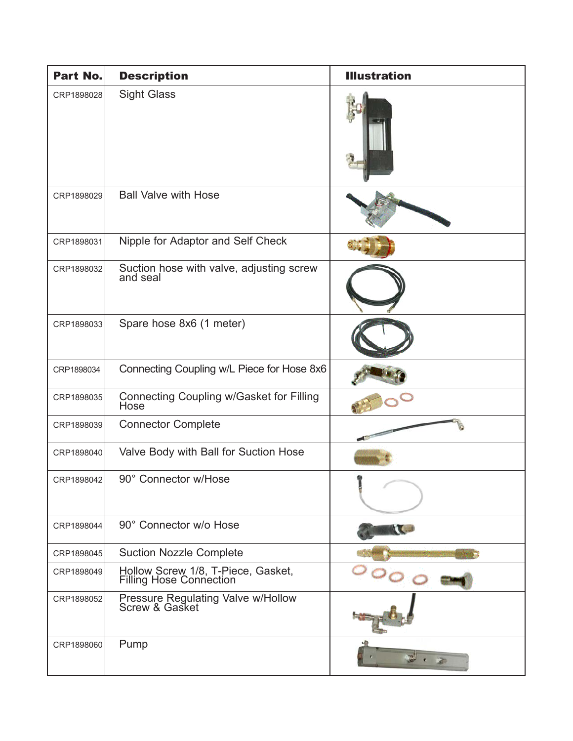| Part No. | Description | Illustration |
|---|---|---|
| CRP1898028 | Sight Glass | |
| CRP1898029 | Ball Valve with Hose | |
| CRP1898031 | Nipple for Adaptor and Self Check | |
| CRP1898032 | Suction hose with valve, adjusting screw and seal | |
| CRP1898033 | Spare hose 8x6 (1 meter) | |
| CRP1898034 | Connecting Coupling w/L Piece for Hose 8x6 | |
| CRP1898035 | Connecting Coupling w/Gasket for Filling Hose | |
| CRP1898039 | Connector Complete | |
| CRP1898040 | Valve Body with Ball for Suction Hose | |
| CRP1898042 | 90° Connector w/Hose | |
| CRP1898044 | 90° Connector w/o Hose | |
| CRP1898045 | Suction Nozzle Complete | |
| CRP1898049 | Hollow Screw 1/8, T-Piece, Gasket, Filling Hose Connection | |
| CRP1898052 | Pressure Regulating Valve w/Hollow Screw & Gasket | |
| CRP1898060 | Pump | |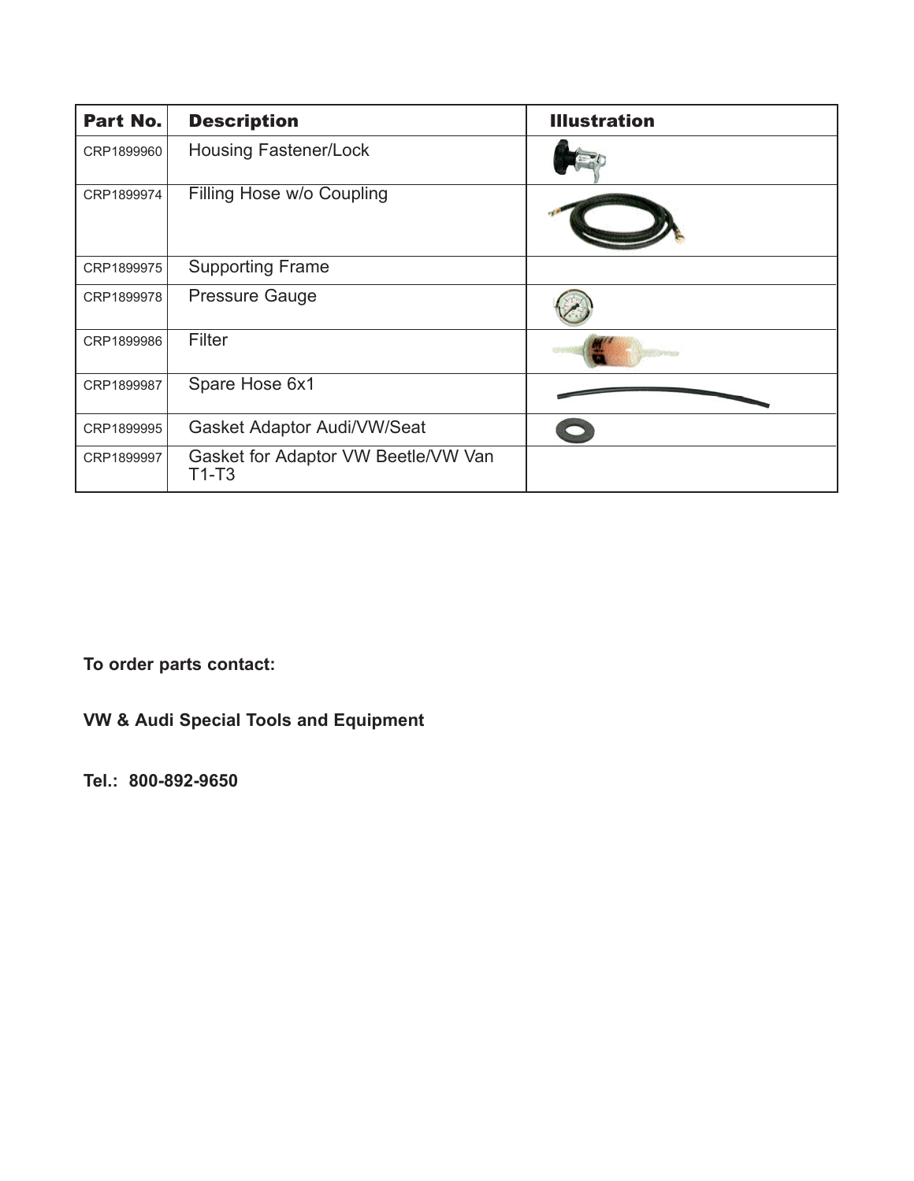| Part No. | Description | Illustration |
|---|---|---|
| CRP1899960 | Housing Fastener/Lock | |
| CRP1899974 | Filling Hose w/o Coupling | |
| CRP1899975 | Supporting Frame | |
| CRP1899978 | Pressure Gauge | |
| CRP1899986 | Filter | |
| CRP1899987 | Spare Hose 6x1 | |
| CRP1899995 | Gasket Adaptor Audi/VW/Seat | |
| CRP1899997 | Gasket for Adaptor VW Beetle/VW Van T1-T3 | |

**To order parts contact:**

**VW & Audi Special Tools and Equipment**

**Tel.: 800-892-9650**